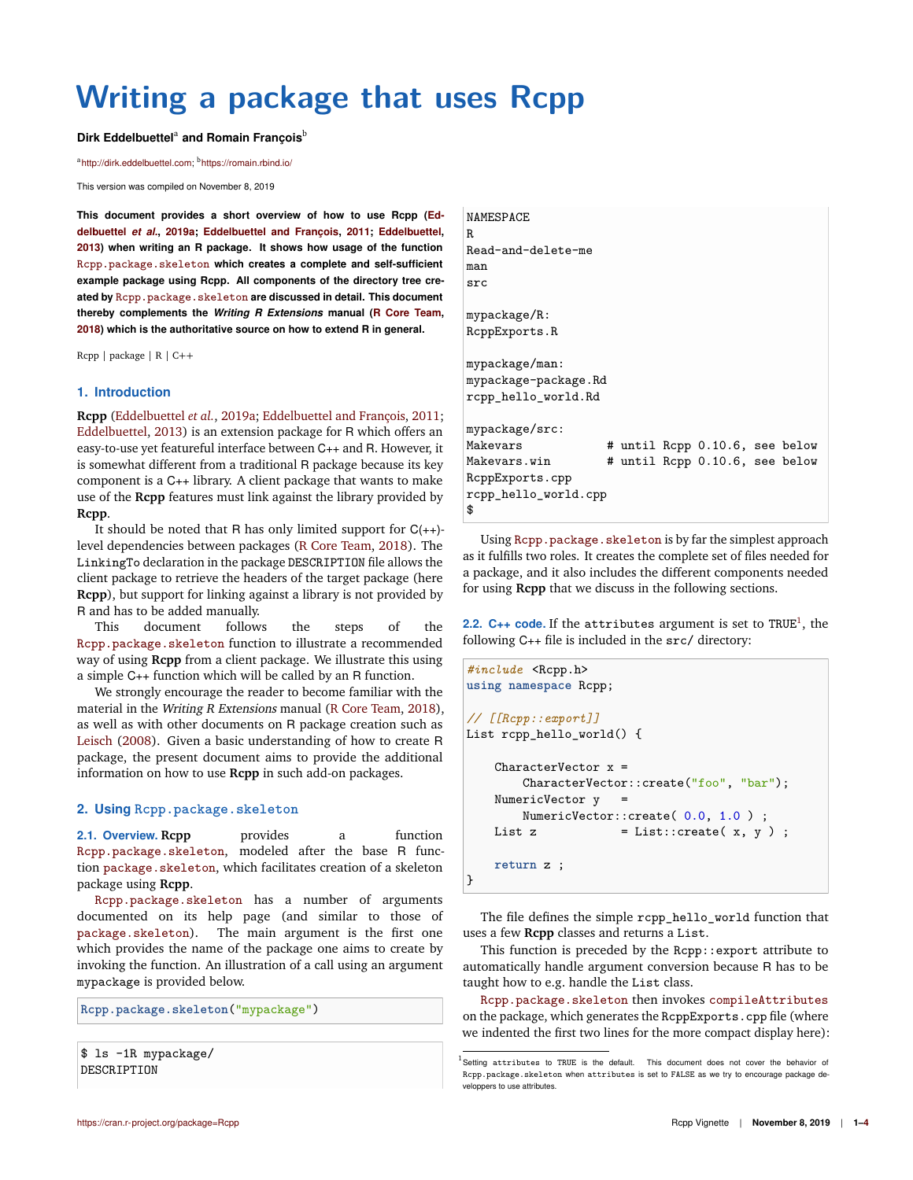# Writing a package that uses Rcpp

**Dirk Eddelbuettel**[a] **and Romain François**[b]

[a]http://dirk.eddelbuettel.com; [b]https://romain.rbind.io/

This version was compiled on November 8, 2019

**This document provides a short overview of how to use Rcpp (Eddelbuettel *et al.*, 2019a; Eddelbuettel and François, 2011; Eddelbuettel, 2013) when writing an R package. It shows how usage of the function `Rcpp.package.skeleton` which creates a complete and self-sufficient example package using Rcpp. All components of the directory tree created by `Rcpp.package.skeleton` are discussed in detail. This document thereby complements the *Writing R Extensions* manual (R Core Team, 2018) which is the authoritative source on how to extend R in general.**

Rcpp | package | R | C++

## 1. Introduction

**Rcpp** (Eddelbuettel *et al.*, 2019a; Eddelbuettel and François, 2011; Eddelbuettel, 2013) is an extension package for R which offers an easy-to-use yet featureful interface between C++ and R. However, it is somewhat different from a traditional R package because its key component is a C++ library. A client package that wants to make use of the **Rcpp** features must link against the library provided by **Rcpp**.

It should be noted that R has only limited support for C(++)-level dependencies between packages (R Core Team, 2018). The `LinkingTo` declaration in the package `DESCRIPTION` file allows the client package to retrieve the headers of the target package (here **Rcpp**), but support for linking against a library is not provided by R and has to be added manually.

This document follows the steps of the `Rcpp.package.skeleton` function to illustrate a recommended way of using **Rcpp** from a client package. We illustrate this using a simple C++ function which will be called by an R function.

We strongly encourage the reader to become familiar with the material in the *Writing R Extensions* manual (R Core Team, 2018), as well as with other documents on R package creation such as Leisch (2008). Given a basic understanding of how to create R package, the present document aims to provide the additional information on how to use **Rcpp** in such add-on packages.

## 2. Using `Rcpp.package.skeleton`

**2.1. Overview.** **Rcpp** provides a function `Rcpp.package.skeleton`, modeled after the base R function `package.skeleton`, which facilitates creation of a skeleton package using **Rcpp**.

`Rcpp.package.skeleton` has a number of arguments documented on its help page (and similar to those of `package.skeleton`). The main argument is the first one which provides the name of the package one aims to create by invoking the function. An illustration of a call using an argument `mypackage` is provided below.

```
Rcpp.package.skeleton("mypackage")
```

```
$ ls -1R mypackage/
DESCRIPTION
NAMESPACE
R
Read-and-delete-me
man
src

mypackage/R:
RcppExports.R

mypackage/man:
mypackage-package.Rd
rcpp_hello_world.Rd

mypackage/src:
Makevars            # until Rcpp 0.10.6, see below
Makevars.win        # until Rcpp 0.10.6, see below
RcppExports.cpp
rcpp_hello_world.cpp
$
```

Using `Rcpp.package.skeleton` is by far the simplest approach as it fulfills two roles. It creates the complete set of files needed for a package, and it also includes the different components needed for using **Rcpp** that we discuss in the following sections.

**2.2. C++ code.** If the `attributes` argument is set to `TRUE`[1], the following C++ file is included in the `src/` directory:

```
#include <Rcpp.h>
using namespace Rcpp;

// [[Rcpp::export]]
List rcpp_hello_world() {

    CharacterVector x =
        CharacterVector::create("foo", "bar");
    NumericVector y   =
        NumericVector::create( 0.0, 1.0 ) ;
    List z            = List::create( x, y ) ;

    return z ;
}
```

The file defines the simple `rcpp_hello_world` function that uses a few **Rcpp** classes and returns a `List`.

This function is preceded by the `Rcpp::export` attribute to automatically handle argument conversion because R has to be taught how to e.g. handle the `List` class.

`Rcpp.package.skeleton` then invokes `compileAttributes` on the package, which generates the `RcppExports.cpp` file (where we indented the first two lines for the more compact display here):

[1] Setting `attributes` to `TRUE` is the default. This document does not cover the behavior of `Rcpp.package.skeleton` when `attributes` is set to `FALSE` as we try to encourage package developpers to use attributes.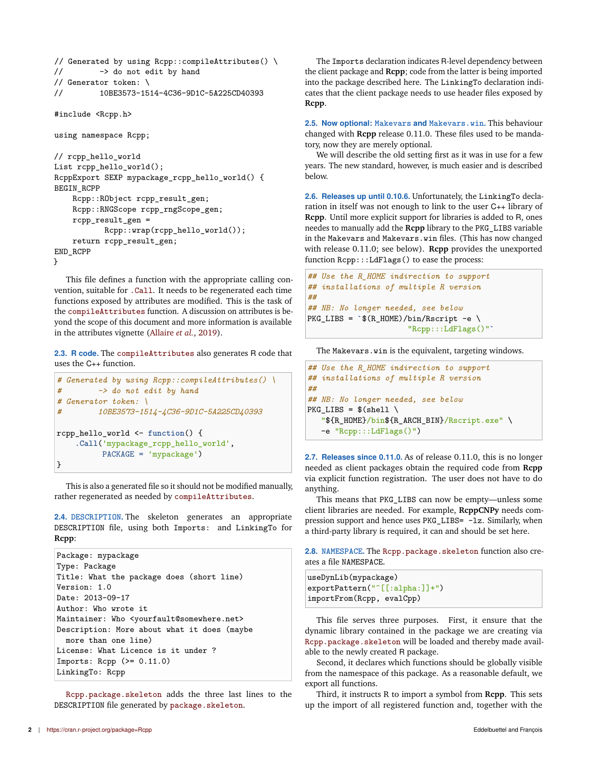```
// Generated by using Rcpp::compileAttributes() \
//        -> do not edit by hand
// Generator token: \
//        10BE3573-1514-4C36-9D1C-5A225CD40393

#include <Rcpp.h>

using namespace Rcpp;

// rcpp_hello_world
List rcpp_hello_world();
RcppExport SEXP mypackage_rcpp_hello_world() {
BEGIN_RCPP
    Rcpp::RObject rcpp_result_gen;
    Rcpp::RNGScope rcpp_rngScope_gen;
    rcpp_result_gen =
            Rcpp::wrap(rcpp_hello_world());
    return rcpp_result_gen;
END_RCPP
}
```

This file defines a function with the appropriate calling convention, suitable for `.Call`. It needs to be regenerated each time functions exposed by attributes are modified. This is the task of the `compileAttributes` function. A discussion on attributes is beyond the scope of this document and more information is available in the attributes vignette (Allaire *et al.*, 2019).

### 2.3. R code.

The `compileAttributes` also generates R code that uses the C++ function.

```
# Generated by using Rcpp::compileAttributes() \
#        -> do not edit by hand
# Generator token: \
#        10BE3573-1514-4C36-9D1C-5A225CD40393

rcpp_hello_world <- function() {
    .Call('mypackage_rcpp_hello_world',
          PACKAGE = 'mypackage')
}
```

This is also a generated file so it should not be modified manually, rather regenerated as needed by `compileAttributes`.

### 2.4. DESCRIPTION.

The skeleton generates an appropriate DESCRIPTION file, using both `Imports:` and `LinkingTo` for **Rcpp**:

```
Package: mypackage
Type: Package
Title: What the package does (short line)
Version: 1.0
Date: 2013-09-17
Author: Who wrote it
Maintainer: Who <yourfault@somewhere.net>
Description: More about what it does (maybe
  more than one line)
License: What Licence is it under ?
Imports: Rcpp (>= 0.11.0)
LinkingTo: Rcpp
```

`Rcpp.package.skeleton` adds the three last lines to the DESCRIPTION file generated by `package.skeleton`.

The `Imports` declaration indicates R-level dependency between the client package and **Rcpp**; code from the latter is being imported into the package described here. The `LinkingTo` declaration indicates that the client package needs to use header files exposed by **Rcpp**.

### 2.5. Now optional: Makevars and Makevars.win.

This behaviour changed with **Rcpp** release 0.11.0. These files used to be mandatory, now they are merely optional.

We will describe the old setting first as it was in use for a few years. The new standard, however, is much easier and is described below.

### 2.6. Releases up until 0.10.6.

Unfortunately, the `LinkingTo` declaration in itself was not enough to link to the user C++ library of **Rcpp**. Until more explicit support for libraries is added to R, ones needes to manually add the **Rcpp** library to the `PKG_LIBS` variable in the `Makevars` and `Makevars.win` files. (This has now changed with release 0.11.0; see below). **Rcpp** provides the unexported function `Rcpp:::LdFlags()` to ease the process:

```
## Use the R_HOME indirection to support
## installations of multiple R version
##
## NB: No longer needed, see below
PKG_LIBS = `$(R_HOME)/bin/Rscript -e \
                       "Rcpp:::LdFlags()"`
```

The `Makevars.win` is the equivalent, targeting windows.

```
## Use the R_HOME indirection to support
## installations of multiple R version
##
## NB: No longer needed, see below
PKG_LIBS = $(shell \
   "${R_HOME}/bin${R_ARCH_BIN}/Rscript.exe" \
   -e "Rcpp:::LdFlags()")
```

### 2.7. Releases since 0.11.0.

As of release 0.11.0, this is no longer needed as client packages obtain the required code from **Rcpp** via explicit function registration. The user does not have to do anything.

This means that `PKG_LIBS` can now be empty—unless some client libraries are needed. For example, **RcppCNPy** needs compression support and hence uses `PKG_LIBS= -lz`. Similarly, when a third-party library is required, it can and should be set here.

### 2.8. NAMESPACE.

The `Rcpp.package.skeleton` function also creates a file NAMESPACE.

```
useDynLib(mypackage)
exportPattern("^[[:alpha:]]+")
importFrom(Rcpp, evalCpp)
```

This file serves three purposes. First, it ensure that the dynamic library contained in the package we are creating via `Rcpp.package.skeleton` will be loaded and thereby made available to the newly created R package.

Second, it declares which functions should be globally visible from the namespace of this package. As a reasonable default, we export all functions.

Third, it instructs R to import a symbol from **Rcpp**. This sets up the import of all registered function and, together with the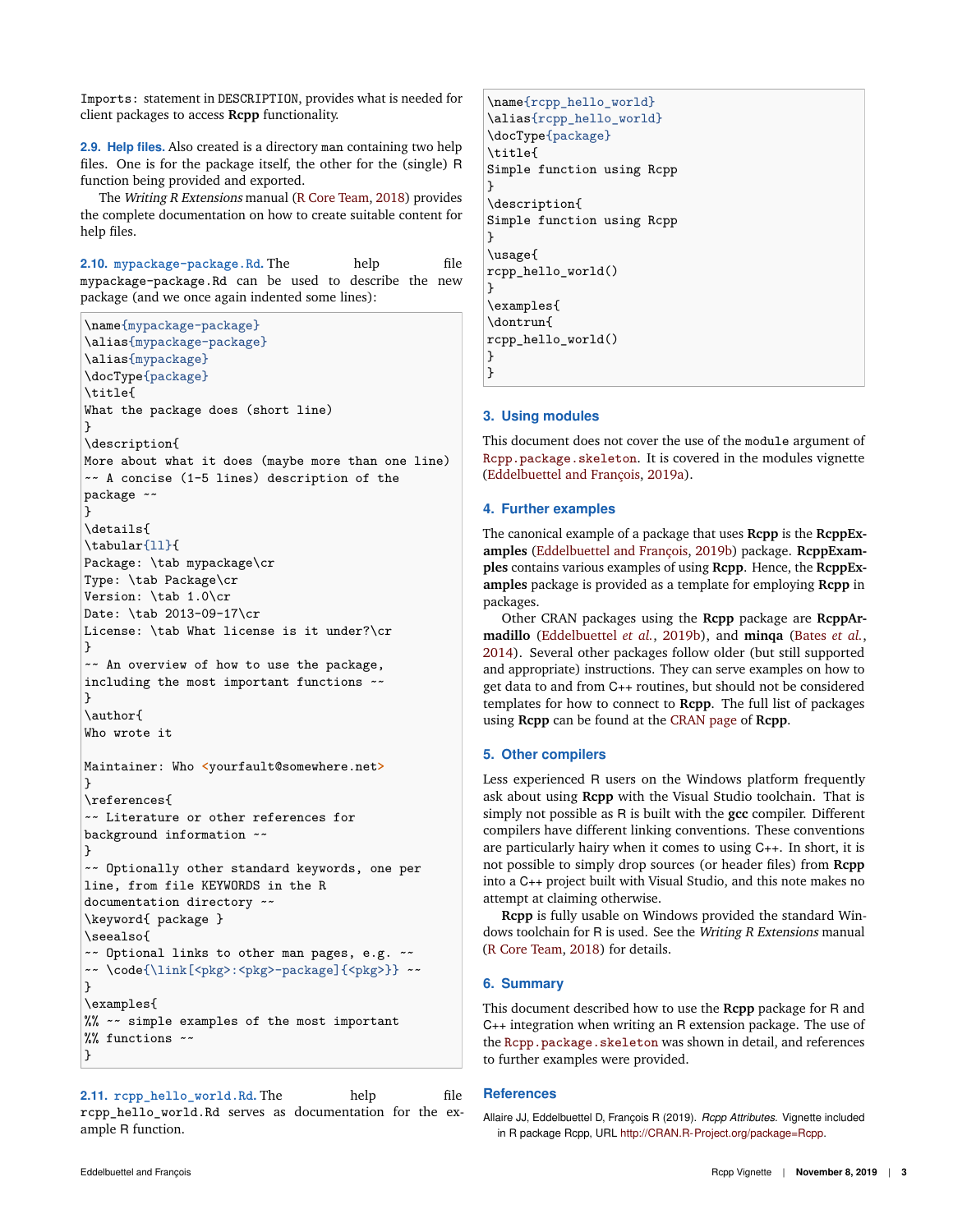`Imports:` statement in `DESCRIPTION`, provides what is needed for client packages to access **Rcpp** functionality.

**2.9. Help files.** Also created is a directory `man` containing two help files. One is for the package itself, the other for the (single) R function being provided and exported.

The *Writing R Extensions* manual (R Core Team, 2018) provides the complete documentation on how to create suitable content for help files.

**2.10. `mypackage-package.Rd`.** The help file `mypackage-package.Rd` can be used to describe the new package (and we once again indented some lines):

```
\name{mypackage-package}
\alias{mypackage-package}
\alias{mypackage}
\docType{package}
\title{
What the package does (short line)
}
\description{
More about what it does (maybe more than one line)
~~ A concise (1-5 lines) description of the
package ~~
}
\details{
\tabular{ll}{
Package: \tab mypackage\cr
Type: \tab Package\cr
Version: \tab 1.0\cr
Date: \tab 2013-09-17\cr
License: \tab What license is it under?\cr
}
~~ An overview of how to use the package,
including the most important functions ~~
}
\author{
Who wrote it

Maintainer: Who <yourfault@somewhere.net>
}
\references{
~~ Literature or other references for
background information ~~
}
~~ Optionally other standard keywords, one per
line, from file KEYWORDS in the R
documentation directory ~~
\keyword{ package }
\seealso{
~~ Optional links to other man pages, e.g. ~~
~~ \code{\link[<pkg>:<pkg>-package]{<pkg>}} ~~
}
\examples{
%% ~~ simple examples of the most important
%% functions ~~
}
```

**2.11. `rcpp_hello_world.Rd`.** The help file `rcpp_hello_world.Rd` serves as documentation for the example R function.

```
\name{rcpp_hello_world}
\alias{rcpp_hello_world}
\docType{package}
\title{
Simple function using Rcpp
}
\description{
Simple function using Rcpp
}
\usage{
rcpp_hello_world()
}
\examples{
\dontrun{
rcpp_hello_world()
}
}
```

## 3. Using modules

This document does not cover the use of the `module` argument of `Rcpp.package.skeleton`. It is covered in the modules vignette (Eddelbuettel and François, 2019a).

## 4. Further examples

The canonical example of a package that uses **Rcpp** is the **RcppExamples** (Eddelbuettel and François, 2019b) package. **RcppExamples** contains various examples of using **Rcpp**. Hence, the **RcppExamples** package is provided as a template for employing **Rcpp** in packages.

Other CRAN packages using the **Rcpp** package are **RcppArmadillo** (Eddelbuettel *et al.*, 2019b), and **minqa** (Bates *et al.*, 2014). Several other packages follow older (but still supported and appropriate) instructions. They can serve examples on how to get data to and from C++ routines, but should not be considered templates for how to connect to **Rcpp**. The full list of packages using **Rcpp** can be found at the CRAN page of **Rcpp**.

## 5. Other compilers

Less experienced R users on the Windows platform frequently ask about using **Rcpp** with the Visual Studio toolchain. That is simply not possible as R is built with the **gcc** compiler. Different compilers have different linking conventions. These conventions are particularly hairy when it comes to using C++. In short, it is not possible to simply drop sources (or header files) from **Rcpp** into a C++ project built with Visual Studio, and this note makes no attempt at claiming otherwise.

**Rcpp** is fully usable on Windows provided the standard Windows toolchain for R is used. See the *Writing R Extensions* manual (R Core Team, 2018) for details.

## 6. Summary

This document described how to use the **Rcpp** package for R and C++ integration when writing an R extension package. The use of the `Rcpp.package.skeleton` was shown in detail, and references to further examples were provided.

## References

Allaire JJ, Eddelbuettel D, François R (2019). *Rcpp Attributes*. Vignette included in R package Rcpp, URL http://CRAN.R-Project.org/package=Rcpp.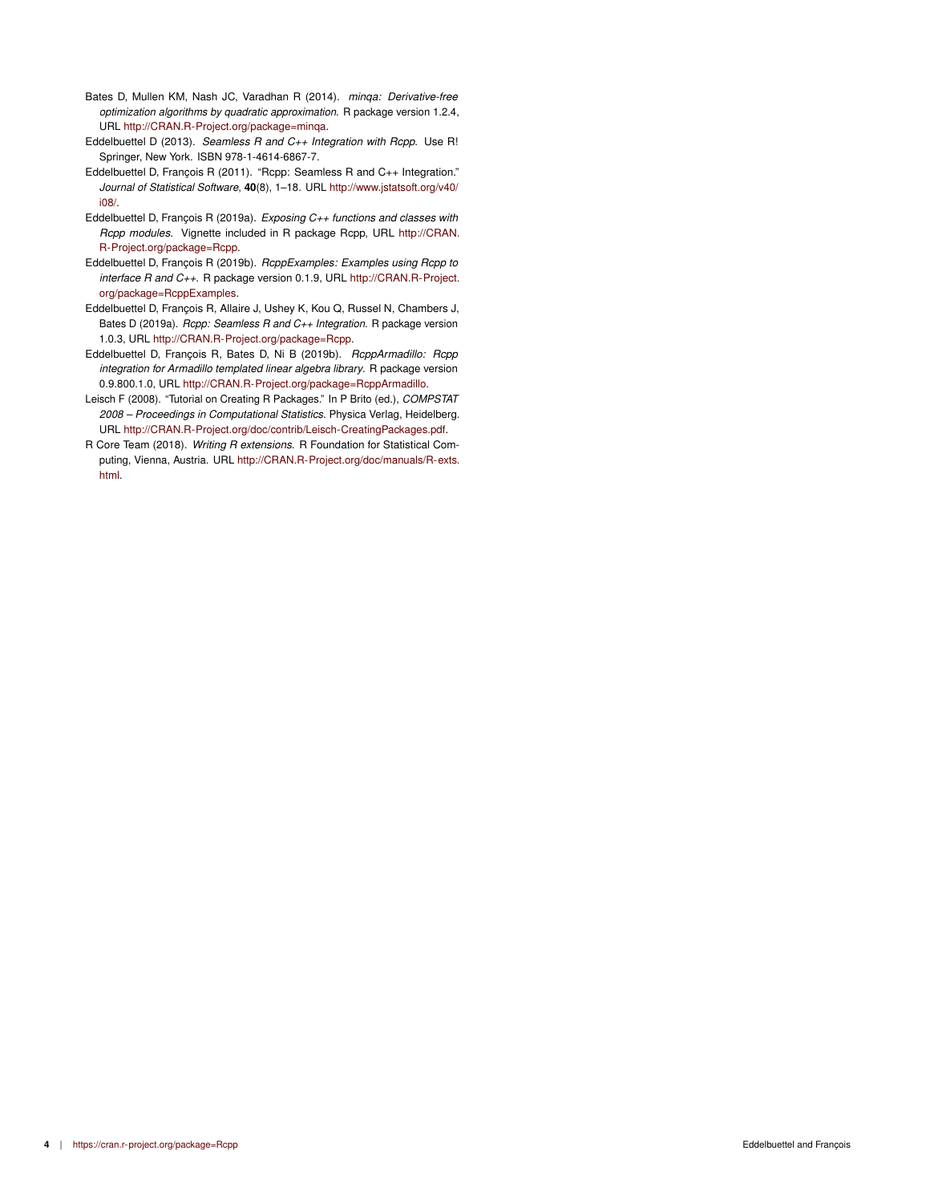Bates D, Mullen KM, Nash JC, Varadhan R (2014). *minqa: Derivative-free optimization algorithms by quadratic approximation*. R package version 1.2.4, URL http://CRAN.R-Project.org/package=minqa.

Eddelbuettel D (2013). *Seamless R and C++ Integration with Rcpp*. Use R! Springer, New York. ISBN 978-1-4614-6867-7.

Eddelbuettel D, François R (2011). "Rcpp: Seamless R and C++ Integration." *Journal of Statistical Software*, **40**(8), 1–18. URL http://www.jstatsoft.org/v40/i08/.

Eddelbuettel D, François R (2019a). *Exposing C++ functions and classes with Rcpp modules*. Vignette included in R package Rcpp, URL http://CRAN.R-Project.org/package=Rcpp.

Eddelbuettel D, François R (2019b). *RcppExamples: Examples using Rcpp to interface R and C++*. R package version 0.1.9, URL http://CRAN.R-Project.org/package=RcppExamples.

Eddelbuettel D, François R, Allaire J, Ushey K, Kou Q, Russel N, Chambers J, Bates D (2019a). *Rcpp: Seamless R and C++ Integration*. R package version 1.0.3, URL http://CRAN.R-Project.org/package=Rcpp.

Eddelbuettel D, François R, Bates D, Ni B (2019b). *RcppArmadillo: Rcpp integration for Armadillo templated linear algebra library*. R package version 0.9.800.1.0, URL http://CRAN.R-Project.org/package=RcppArmadillo.

Leisch F (2008). "Tutorial on Creating R Packages." In P Brito (ed.), *COMPSTAT 2008 – Proceedings in Computational Statistics*. Physica Verlag, Heidelberg. URL http://CRAN.R-Project.org/doc/contrib/Leisch-CreatingPackages.pdf.

R Core Team (2018). *Writing R extensions*. R Foundation for Statistical Computing, Vienna, Austria. URL http://CRAN.R-Project.org/doc/manuals/R-exts.html.